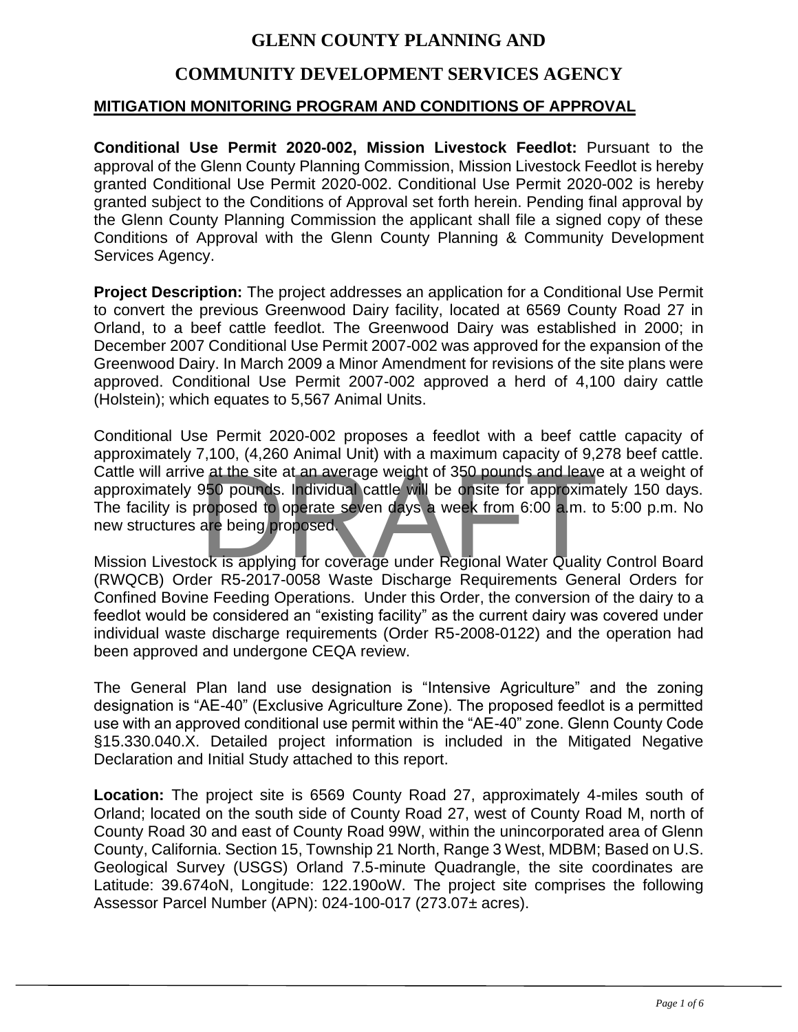# GLENN COUNTY PLANNING AND

# COMMUNITY DEVELOPMENT SERVICES AGENCY

## MITIGATION MONITORING PROGRAM AND CONDITIONS OF APPROVAL

**Conditional Use Permit 2020-002, Mission Livestock Feedlot:** Pursuant to the approval of the Glenn County Planning Commission, Mission Livestock Feedlot is hereby granted Conditional Use Permit 2020-002. Conditional Use Permit 2020-002 is hereby granted subject to the Conditions of Approval set forth herein. Pending final approval by the Glenn County Planning Commission the applicant shall file a signed copy of these Conditions of Approval with the Glenn County Planning & Community Development Services Agency.

**Project Description:** The project addresses an application for a Conditional Use Permit to convert the previous Greenwood Dairy facility, located at 6569 County Road 27 in Orland, to a beef cattle feedlot. The Greenwood Dairy was established in 2000; in December 2007 Conditional Use Permit 2007-002 was approved for the expansion of the Greenwood Dairy. In March 2009 a Minor Amendment for revisions of the site plans were approved. Conditional Use Permit 2007-002 approved a herd of 4,100 dairy cattle (Holstein); which equates to 5,567 Animal Units.

Conditional Use Permit 2020-002 proposes a feedlot with a beef cattle capacity of approximately 7,100, (4,260 Animal Unit) with a maximum capacity of 9,278 beef cattle. Cattle will arrive at the site at an average weight of 350 pounds and leave at a weight of approximately 950 pounds. Individual cattle will be onsite for approximately 150 days. The facility is proposed to operate seven days a week from 6:00 a.m. to 5:00 p.m. No new structures are being proposed.

Mission Livestock is applying for coverage under Regional Water Quality Control Board (RWQCB) Order R5-2017-0058 Waste Discharge Requirements General Orders for Confined Bovine Feeding Operations. Under this Order, the conversion of the dairy to a feedlot would be considered an "existing facility" as the current dairy was covered under individual waste discharge requirements (Order R5-2008-0122) and the operation had been approved and undergone CEQA review.

The General Plan land use designation is "Intensive Agriculture" and the zoning designation is "AE-40" (Exclusive Agriculture Zone). The proposed feedlot is a permitted use with an approved conditional use permit within the "AE-40" zone. Glenn County Code §15.330.040.X. Detailed project information is included in the Mitigated Negative Declaration and Initial Study attached to this report.

**Location:** The project site is 6569 County Road 27, approximately 4-miles south of Orland; located on the south side of County Road 27, west of County Road M, north of County Road 30 and east of County Road 99W, within the unincorporated area of Glenn County, California. Section 15, Township 21 North, Range 3 West, MDBM; Based on U.S. Geological Survey (USGS) Orland 7.5-minute Quadrangle, the site coordinates are Latitude: 39.674oN, Longitude: 122.190oW. The project site comprises the following Assessor Parcel Number (APN): 024-100-017 (273.07± acres).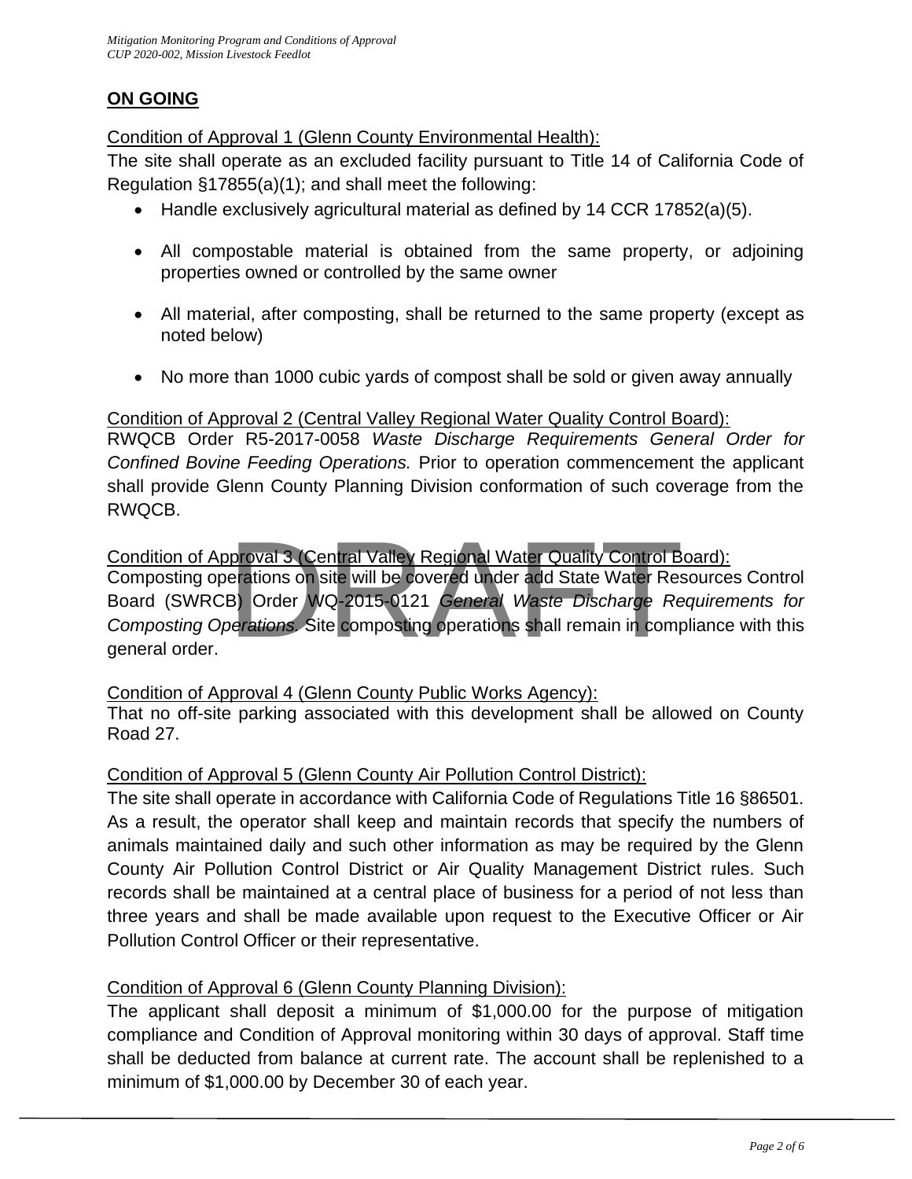**ON GOING**

Condition of Approval 1 (Glenn County Environmental Health):

The site shall operate as an excluded facility pursuant to Title 14 of California Code of Regulation §17855(a)(1); and shall meet the following:

- Handle exclusively agricultural material as defined by 14 CCR 17852(a)(5).
- All compostable material is obtained from the same property, or adjoining properties owned or controlled by the same owner
- All material, after composting, shall be returned to the same property (except as noted below)
- No more than 1000 cubic yards of compost shall be sold or given away annually

Condition of Approval 2 (Central Valley Regional Water Quality Control Board):

RWQCB Order R5-2017-0058 *Waste Discharge Requirements General Order for Confined Bovine Feeding Operations.* Prior to operation commencement the applicant shall provide Glenn County Planning Division conformation of such coverage from the RWQCB.

Condition of Approval 3 (Central Valley Regional Water Quality Control Board):

Composting operations on site will be covered under add State Water Resources Control Board (SWRCB) Order WQ-2015-0121 *General Waste Discharge Requirements for Composting Operations.* Site composting operations shall remain in compliance with this general order.

Condition of Approval 4 (Glenn County Public Works Agency):

That no off-site parking associated with this development shall be allowed on County Road 27.

Condition of Approval 5 (Glenn County Air Pollution Control District):

The site shall operate in accordance with California Code of Regulations Title 16 §86501. As a result, the operator shall keep and maintain records that specify the numbers of animals maintained daily and such other information as may be required by the Glenn County Air Pollution Control District or Air Quality Management District rules. Such records shall be maintained at a central place of business for a period of not less than three years and shall be made available upon request to the Executive Officer or Air Pollution Control Officer or their representative.

Condition of Approval 6 (Glenn County Planning Division):

The applicant shall deposit a minimum of $1,000.00 for the purpose of mitigation compliance and Condition of Approval monitoring within 30 days of approval. Staff time shall be deducted from balance at current rate. The account shall be replenished to a minimum of $1,000.00 by December 30 of each year.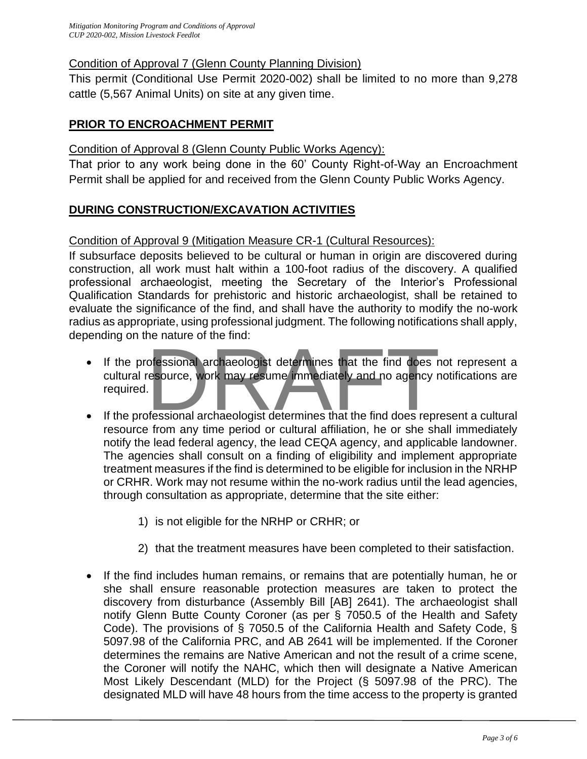Condition of Approval 7 (Glenn County Planning Division)

This permit (Conditional Use Permit 2020-002) shall be limited to no more than 9,278 cattle (5,567 Animal Units) on site at any given time.

## PRIOR TO ENCROACHMENT PERMIT

Condition of Approval 8 (Glenn County Public Works Agency):

That prior to any work being done in the 60' County Right-of-Way an Encroachment Permit shall be applied for and received from the Glenn County Public Works Agency.

## DURING CONSTRUCTION/EXCAVATION ACTIVITIES

Condition of Approval 9 (Mitigation Measure CR-1 (Cultural Resources):

If subsurface deposits believed to be cultural or human in origin are discovered during construction, all work must halt within a 100-foot radius of the discovery. A qualified professional archaeologist, meeting the Secretary of the Interior's Professional Qualification Standards for prehistoric and historic archaeologist, shall be retained to evaluate the significance of the find, and shall have the authority to modify the no-work radius as appropriate, using professional judgment. The following notifications shall apply, depending on the nature of the find:

- If the professional archaeologist determines that the find does not represent a cultural resource, work may resume immediately and no agency notifications are required.
- If the professional archaeologist determines that the find does represent a cultural resource from any time period or cultural affiliation, he or she shall immediately notify the lead federal agency, the lead CEQA agency, and applicable landowner. The agencies shall consult on a finding of eligibility and implement appropriate treatment measures if the find is determined to be eligible for inclusion in the NRHP or CRHR. Work may not resume within the no-work radius until the lead agencies, through consultation as appropriate, determine that the site either:

    1) is not eligible for the NRHP or CRHR; or

    2) that the treatment measures have been completed to their satisfaction.

- If the find includes human remains, or remains that are potentially human, he or she shall ensure reasonable protection measures are taken to protect the discovery from disturbance (Assembly Bill [AB] 2641). The archaeologist shall notify Glenn Butte County Coroner (as per § 7050.5 of the Health and Safety Code). The provisions of § 7050.5 of the California Health and Safety Code, § 5097.98 of the California PRC, and AB 2641 will be implemented. If the Coroner determines the remains are Native American and not the result of a crime scene, the Coroner will notify the NAHC, which then will designate a Native American Most Likely Descendant (MLD) for the Project (§ 5097.98 of the PRC). The designated MLD will have 48 hours from the time access to the property is granted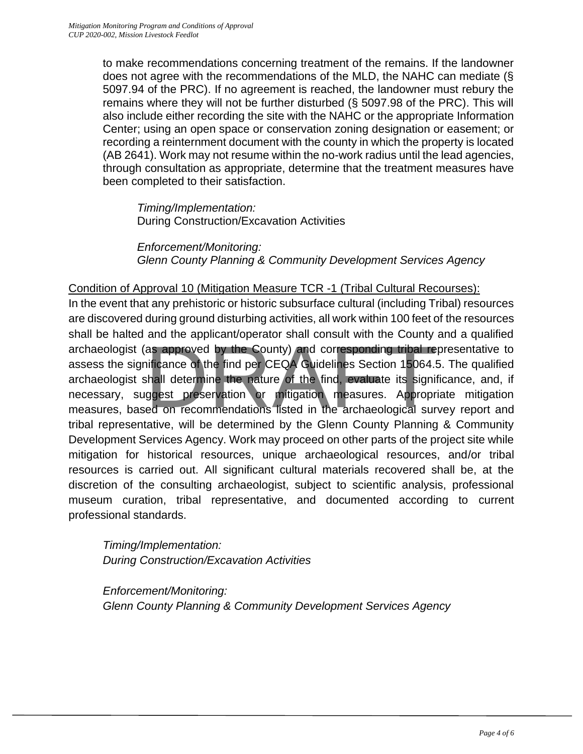to make recommendations concerning treatment of the remains. If the landowner does not agree with the recommendations of the MLD, the NAHC can mediate (§ 5097.94 of the PRC). If no agreement is reached, the landowner must rebury the remains where they will not be further disturbed (§ 5097.98 of the PRC). This will also include either recording the site with the NAHC or the appropriate Information Center; using an open space or conservation zoning designation or easement; or recording a reinternment document with the county in which the property is located (AB 2641). Work may not resume within the no-work radius until the lead agencies, through consultation as appropriate, determine that the treatment measures have been completed to their satisfaction.

*Timing/Implementation:*
During Construction/Excavation Activities

*Enforcement/Monitoring:*
*Glenn County Planning & Community Development Services Agency*

<u>Condition of Approval 10 (Mitigation Measure TCR -1 (Tribal Cultural Recourses):</u>

In the event that any prehistoric or historic subsurface cultural (including Tribal) resources are discovered during ground disturbing activities, all work within 100 feet of the resources shall be halted and the applicant/operator shall consult with the County and a qualified archaeologist (as approved by the County) and corresponding tribal representative to assess the significance of the find per CEQA Guidelines Section 15064.5. The qualified archaeologist shall determine the nature of the find, evaluate its significance, and, if necessary, suggest preservation or mitigation measures. Appropriate mitigation measures, based on recommendations listed in the archaeological survey report and tribal representative, will be determined by the Glenn County Planning & Community Development Services Agency. Work may proceed on other parts of the project site while mitigation for historical resources, unique archaeological resources, and/or tribal resources is carried out. All significant cultural materials recovered shall be, at the discretion of the consulting archaeologist, subject to scientific analysis, professional museum curation, tribal representative, and documented according to current professional standards.

*Timing/Implementation:*
*During Construction/Excavation Activities*

*Enforcement/Monitoring:*
*Glenn County Planning & Community Development Services Agency*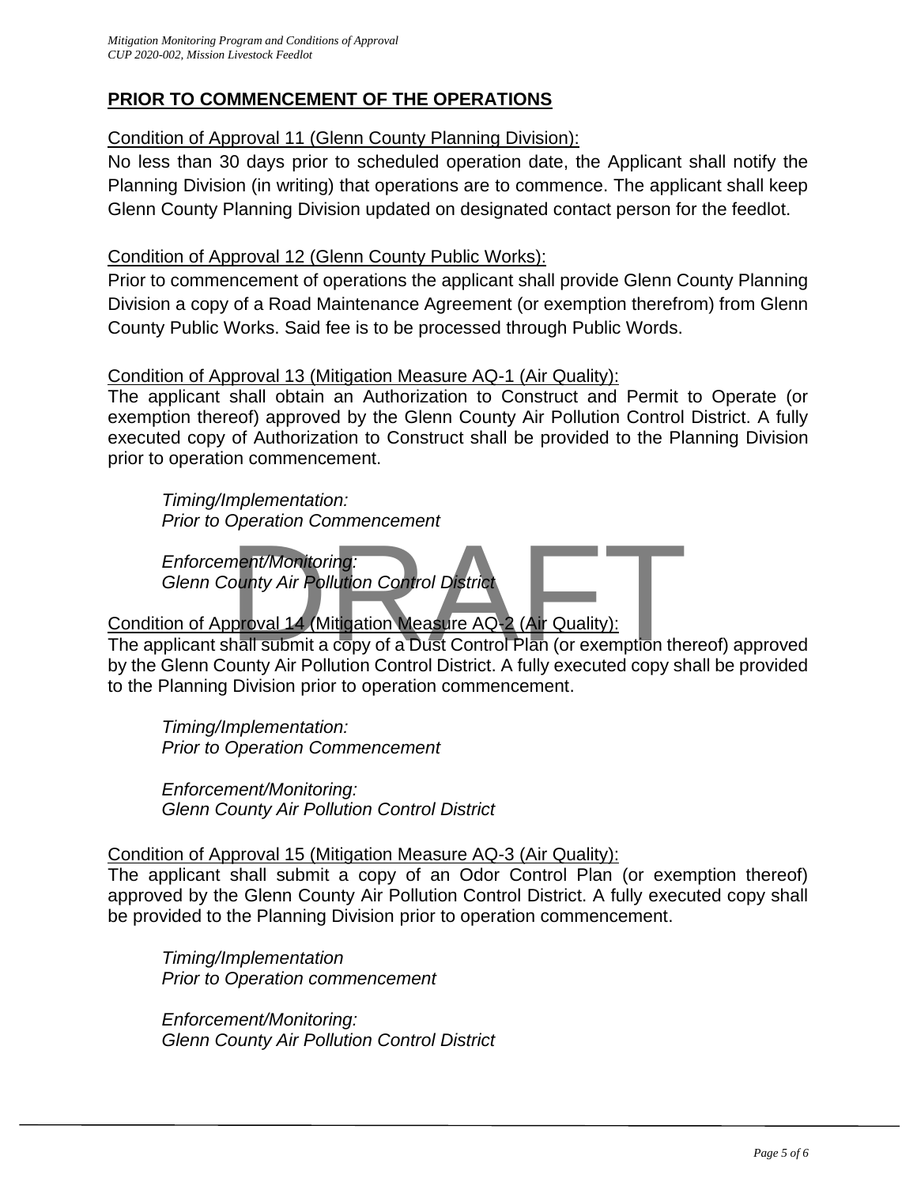## **PRIOR TO COMMENCEMENT OF THE OPERATIONS**

Condition of Approval 11 (Glenn County Planning Division):

No less than 30 days prior to scheduled operation date, the Applicant shall notify the Planning Division (in writing) that operations are to commence. The applicant shall keep Glenn County Planning Division updated on designated contact person for the feedlot.

Condition of Approval 12 (Glenn County Public Works):

Prior to commencement of operations the applicant shall provide Glenn County Planning Division a copy of a Road Maintenance Agreement (or exemption therefrom) from Glenn County Public Works. Said fee is to be processed through Public Words.

Condition of Approval 13 (Mitigation Measure AQ-1 (Air Quality):

The applicant shall obtain an Authorization to Construct and Permit to Operate (or exemption thereof) approved by the Glenn County Air Pollution Control District. A fully executed copy of Authorization to Construct shall be provided to the Planning Division prior to operation commencement.

*Timing/Implementation:*
*Prior to Operation Commencement*

*Enforcement/Monitoring:*
*Glenn County Air Pollution Control District*

Condition of Approval 14 (Mitigation Measure AQ-2 (Air Quality):

The applicant shall submit a copy of a Dust Control Plan (or exemption thereof) approved by the Glenn County Air Pollution Control District. A fully executed copy shall be provided to the Planning Division prior to operation commencement.

*Timing/Implementation:*
*Prior to Operation Commencement*

*Enforcement/Monitoring:*
*Glenn County Air Pollution Control District*

Condition of Approval 15 (Mitigation Measure AQ-3 (Air Quality):

The applicant shall submit a copy of an Odor Control Plan (or exemption thereof) approved by the Glenn County Air Pollution Control District. A fully executed copy shall be provided to the Planning Division prior to operation commencement.

*Timing/Implementation*
*Prior to Operation commencement*

*Enforcement/Monitoring:*
*Glenn County Air Pollution Control District*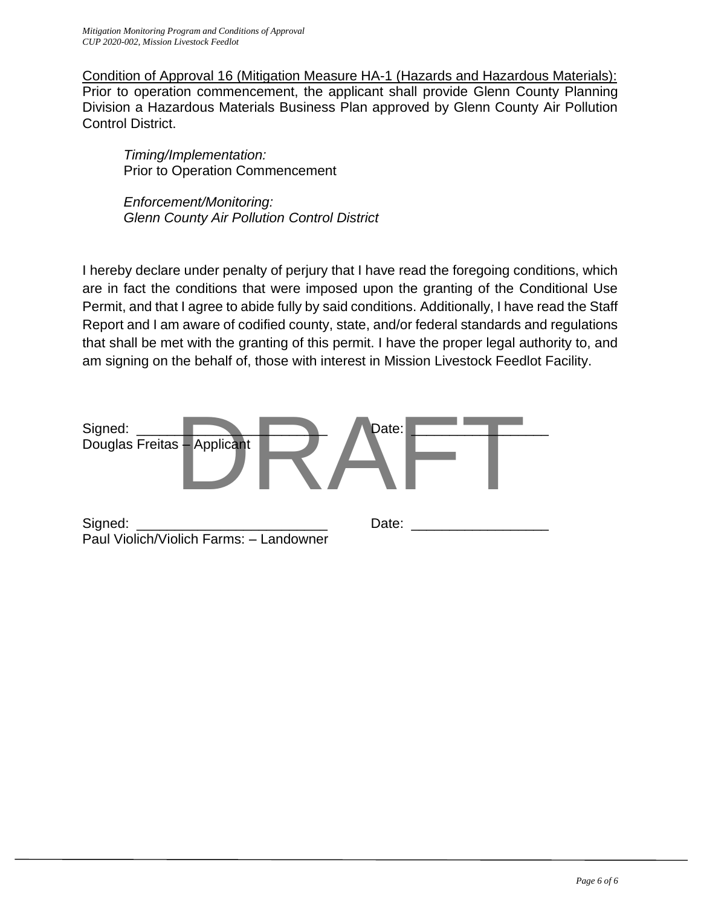Condition of Approval 16 (Mitigation Measure HA-1 (Hazards and Hazardous Materials): Prior to operation commencement, the applicant shall provide Glenn County Planning Division a Hazardous Materials Business Plan approved by Glenn County Air Pollution Control District.

> *Timing/Implementation:*
> Prior to Operation Commencement
>
> *Enforcement/Monitoring:*
> *Glenn County Air Pollution Control District*

I hereby declare under penalty of perjury that I have read the foregoing conditions, which are in fact the conditions that were imposed upon the granting of the Conditional Use Permit, and that I agree to abide fully by said conditions. Additionally, I have read the Staff Report and I am aware of codified county, state, and/or federal standards and regulations that shall be met with the granting of this permit. I have the proper legal authority to, and am signing on the behalf of, those with interest in Mission Livestock Feedlot Facility.

DRAFT

Signed: ________________________ Date: _________________
Douglas Freitas – Applicant

Signed: ________________________ Date: _________________
Paul Violich/Violich Farms: – Landowner